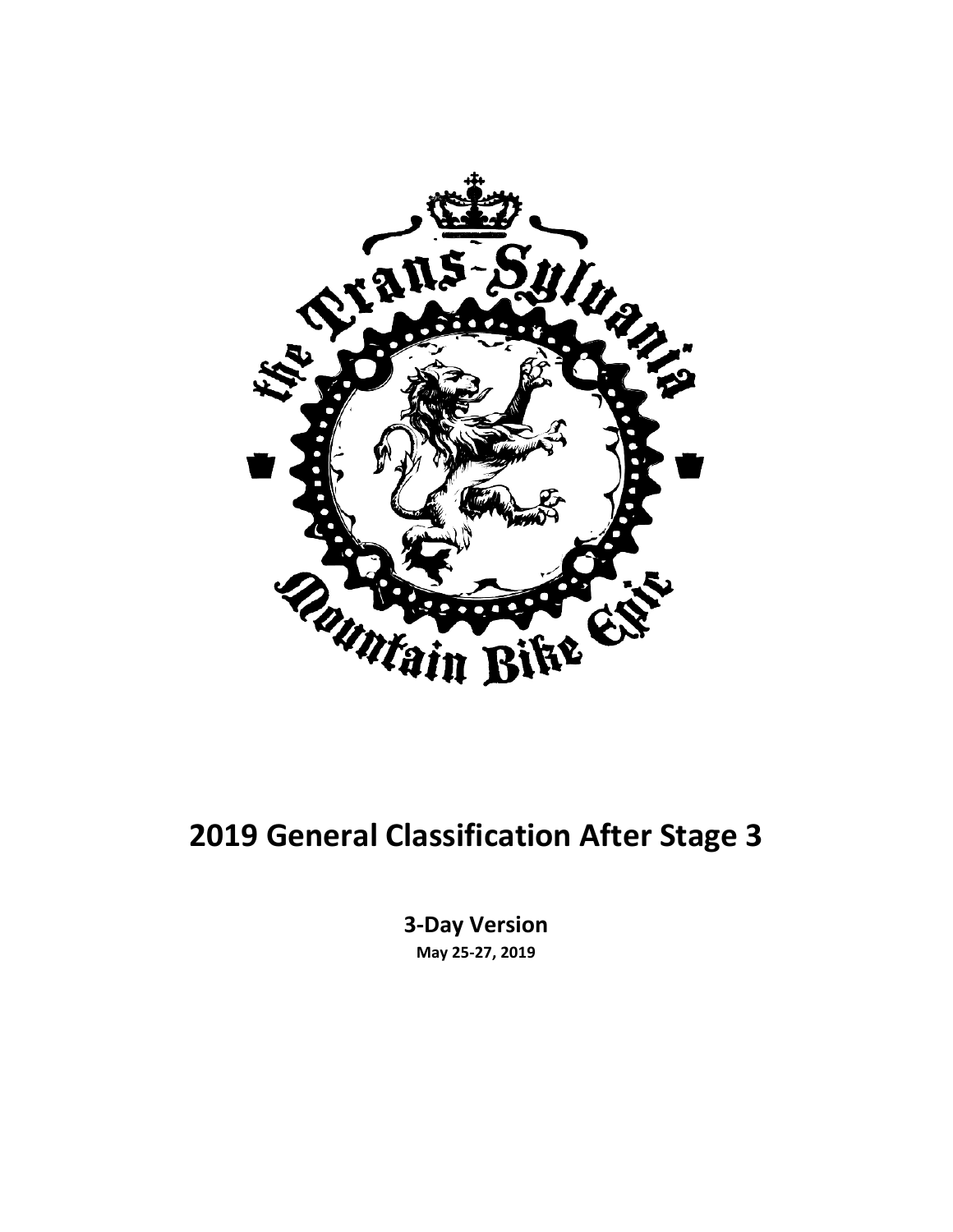# 2019 General Classification After Stage 3

**3-Day Version**

**May 25-27, 2019**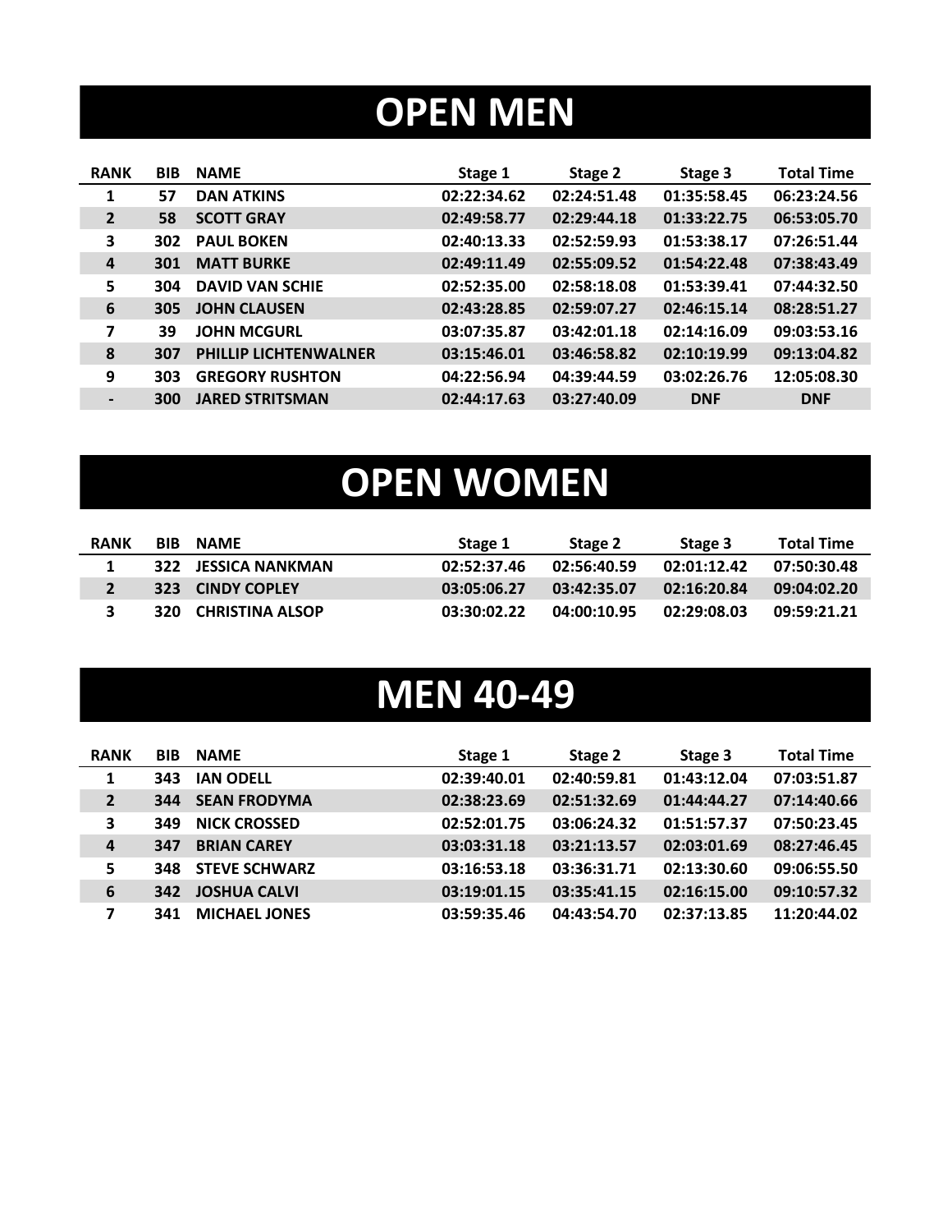# OPEN MEN

| RANK | BIB | NAME | Stage 1 | Stage 2 | Stage 3 | Total Time |
|---|---|---|---|---|---|---|
| 1 | 57 | DAN ATKINS | 02:22:34.62 | 02:24:51.48 | 01:35:58.45 | 06:23:24.56 |
| 2 | 58 | SCOTT GRAY | 02:49:58.77 | 02:29:44.18 | 01:33:22.75 | 06:53:05.70 |
| 3 | 302 | PAUL BOKEN | 02:40:13.33 | 02:52:59.93 | 01:53:38.17 | 07:26:51.44 |
| 4 | 301 | MATT BURKE | 02:49:11.49 | 02:55:09.52 | 01:54:22.48 | 07:38:43.49 |
| 5 | 304 | DAVID VAN SCHIE | 02:52:35.00 | 02:58:18.08 | 01:53:39.41 | 07:44:32.50 |
| 6 | 305 | JOHN CLAUSEN | 02:43:28.85 | 02:59:07.27 | 02:46:15.14 | 08:28:51.27 |
| 7 | 39 | JOHN MCGURL | 03:07:35.87 | 03:42:01.18 | 02:14:16.09 | 09:03:53.16 |
| 8 | 307 | PHILLIP LICHTENWALNER | 03:15:46.01 | 03:46:58.82 | 02:10:19.99 | 09:13:04.82 |
| 9 | 303 | GREGORY RUSHTON | 04:22:56.94 | 04:39:44.59 | 03:02:26.76 | 12:05:08.30 |
| - | 300 | JARED STRITSMAN | 02:44:17.63 | 03:27:40.09 | DNF | DNF |

# OPEN WOMEN

| RANK | BIB | NAME | Stage 1 | Stage 2 | Stage 3 | Total Time |
|---|---|---|---|---|---|---|
| 1 | 322 | JESSICA NANKMAN | 02:52:37.46 | 02:56:40.59 | 02:01:12.42 | 07:50:30.48 |
| 2 | 323 | CINDY COPLEY | 03:05:06.27 | 03:42:35.07 | 02:16:20.84 | 09:04:02.20 |
| 3 | 320 | CHRISTINA ALSOP | 03:30:02.22 | 04:00:10.95 | 02:29:08.03 | 09:59:21.21 |

# MEN 40-49

| RANK | BIB | NAME | Stage 1 | Stage 2 | Stage 3 | Total Time |
|---|---|---|---|---|---|---|
| 1 | 343 | IAN ODELL | 02:39:40.01 | 02:40:59.81 | 01:43:12.04 | 07:03:51.87 |
| 2 | 344 | SEAN FRODYMA | 02:38:23.69 | 02:51:32.69 | 01:44:44.27 | 07:14:40.66 |
| 3 | 349 | NICK CROSSED | 02:52:01.75 | 03:06:24.32 | 01:51:57.37 | 07:50:23.45 |
| 4 | 347 | BRIAN CAREY | 03:03:31.18 | 03:21:13.57 | 02:03:01.69 | 08:27:46.45 |
| 5 | 348 | STEVE SCHWARZ | 03:16:53.18 | 03:36:31.71 | 02:13:30.60 | 09:06:55.50 |
| 6 | 342 | JOSHUA CALVI | 03:19:01.15 | 03:35:41.15 | 02:16:15.00 | 09:10:57.32 |
| 7 | 341 | MICHAEL JONES | 03:59:35.46 | 04:43:54.70 | 02:37:13.85 | 11:20:44.02 |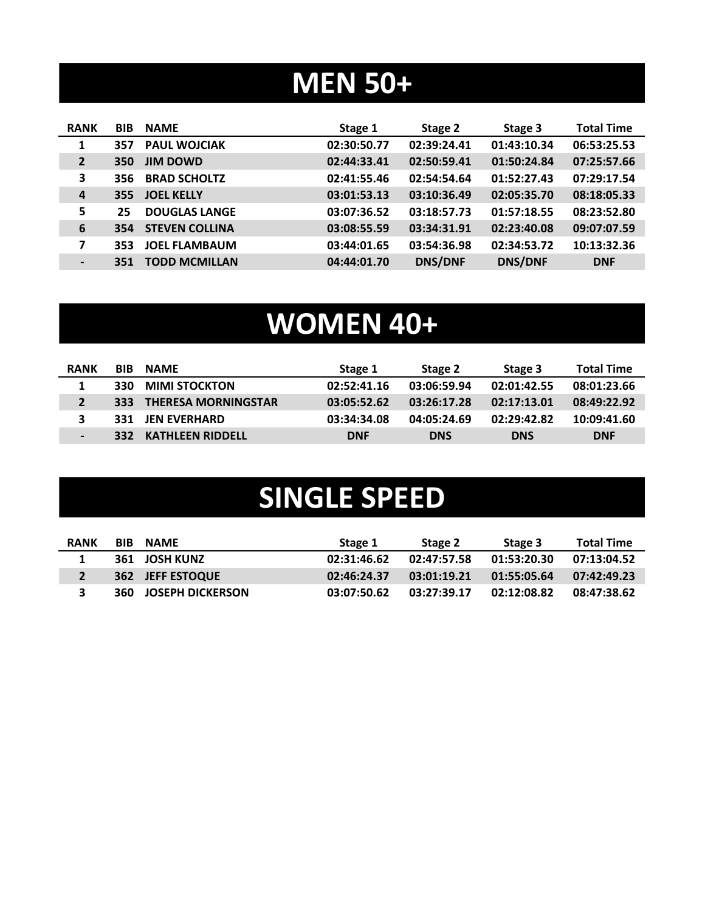# MEN 50+

| RANK | BIB | NAME | Stage 1 | Stage 2 | Stage 3 | Total Time |
|---|---|---|---|---|---|---|
| 1 | 357 | PAUL WOJCIAK | 02:30:50.77 | 02:39:24.41 | 01:43:10.34 | 06:53:25.53 |
| 2 | 350 | JIM DOWD | 02:44:33.41 | 02:50:59.41 | 01:50:24.84 | 07:25:57.66 |
| 3 | 356 | BRAD SCHOLTZ | 02:41:55.46 | 02:54:54.64 | 01:52:27.43 | 07:29:17.54 |
| 4 | 355 | JOEL KELLY | 03:01:53.13 | 03:10:36.49 | 02:05:35.70 | 08:18:05.33 |
| 5 | 25 | DOUGLAS LANGE | 03:07:36.52 | 03:18:57.73 | 01:57:18.55 | 08:23:52.80 |
| 6 | 354 | STEVEN COLLINA | 03:08:55.59 | 03:34:31.91 | 02:23:40.08 | 09:07:07.59 |
| 7 | 353 | JOEL FLAMBAUM | 03:44:01.65 | 03:54:36.98 | 02:34:53.72 | 10:13:32.36 |
| - | 351 | TODD MCMILLAN | 04:44:01.70 | DNS/DNF | DNS/DNF | DNF |

# WOMEN 40+

| RANK | BIB | NAME | Stage 1 | Stage 2 | Stage 3 | Total Time |
|---|---|---|---|---|---|---|
| 1 | 330 | MIMI STOCKTON | 02:52:41.16 | 03:06:59.94 | 02:01:42.55 | 08:01:23.66 |
| 2 | 333 | THERESA MORNINGSTAR | 03:05:52.62 | 03:26:17.28 | 02:17:13.01 | 08:49:22.92 |
| 3 | 331 | JEN EVERHARD | 03:34:34.08 | 04:05:24.69 | 02:29:42.82 | 10:09:41.60 |
| - | 332 | KATHLEEN RIDDELL | DNF | DNS | DNS | DNF |

# SINGLE SPEED

| RANK | BIB | NAME | Stage 1 | Stage 2 | Stage 3 | Total Time |
|---|---|---|---|---|---|---|
| 1 | 361 | JOSH KUNZ | 02:31:46.62 | 02:47:57.58 | 01:53:20.30 | 07:13:04.52 |
| 2 | 362 | JEFF ESTOQUE | 02:46:24.37 | 03:01:19.21 | 01:55:05.64 | 07:42:49.23 |
| 3 | 360 | JOSEPH DICKERSON | 03:07:50.62 | 03:27:39.17 | 02:12:08.82 | 08:47:38.62 |